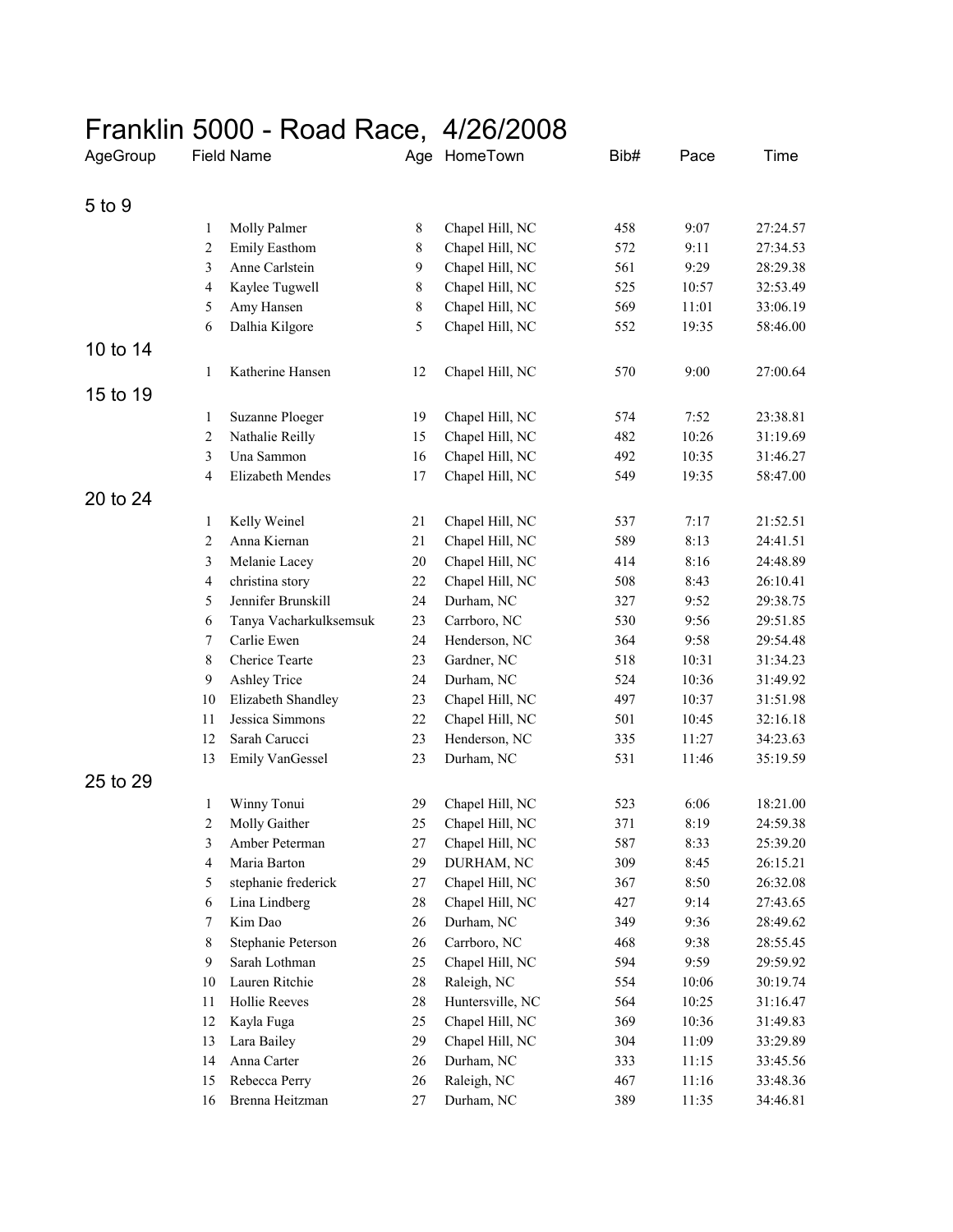# Franklin 5000 - Road Race, 4/26/2008

| AgeGroup | | Field Name | Age | HomeTown | Bib# | Pace | Time |
|---|---|---|---|---|---|---|---|
| 5 to 9 | | | | | | | |
| | 1 | Molly Palmer | 8 | Chapel Hill, NC | 458 | 9:07 | 27:24.57 |
| | 2 | Emily Easthom | 8 | Chapel Hill, NC | 572 | 9:11 | 27:34.53 |
| | 3 | Anne Carlstein | 9 | Chapel Hill, NC | 561 | 9:29 | 28:29.38 |
| | 4 | Kaylee Tugwell | 8 | Chapel Hill, NC | 525 | 10:57 | 32:53.49 |
| | 5 | Amy Hansen | 8 | Chapel Hill, NC | 569 | 11:01 | 33:06.19 |
| | 6 | Dalhia Kilgore | 5 | Chapel Hill, NC | 552 | 19:35 | 58:46.00 |
| 10 to 14 | | | | | | | |
| | 1 | Katherine Hansen | 12 | Chapel Hill, NC | 570 | 9:00 | 27:00.64 |
| 15 to 19 | | | | | | | |
| | 1 | Suzanne Ploeger | 19 | Chapel Hill, NC | 574 | 7:52 | 23:38.81 |
| | 2 | Nathalie Reilly | 15 | Chapel Hill, NC | 482 | 10:26 | 31:19.69 |
| | 3 | Una Sammon | 16 | Chapel Hill, NC | 492 | 10:35 | 31:46.27 |
| | 4 | Elizabeth Mendes | 17 | Chapel Hill, NC | 549 | 19:35 | 58:47.00 |
| 20 to 24 | | | | | | | |
| | 1 | Kelly Weinel | 21 | Chapel Hill, NC | 537 | 7:17 | 21:52.51 |
| | 2 | Anna Kiernan | 21 | Chapel Hill, NC | 589 | 8:13 | 24:41.51 |
| | 3 | Melanie Lacey | 20 | Chapel Hill, NC | 414 | 8:16 | 24:48.89 |
| | 4 | christina story | 22 | Chapel Hill, NC | 508 | 8:43 | 26:10.41 |
| | 5 | Jennifer Brunskill | 24 | Durham, NC | 327 | 9:52 | 29:38.75 |
| | 6 | Tanya Vacharkulksemsuk | 23 | Carrboro, NC | 530 | 9:56 | 29:51.85 |
| | 7 | Carlie Ewen | 24 | Henderson, NC | 364 | 9:58 | 29:54.48 |
| | 8 | Cherice Tearte | 23 | Gardner, NC | 518 | 10:31 | 31:34.23 |
| | 9 | Ashley Trice | 24 | Durham, NC | 524 | 10:36 | 31:49.92 |
| | 10 | Elizabeth Shandley | 23 | Chapel Hill, NC | 497 | 10:37 | 31:51.98 |
| | 11 | Jessica Simmons | 22 | Chapel Hill, NC | 501 | 10:45 | 32:16.18 |
| | 12 | Sarah Carucci | 23 | Henderson, NC | 335 | 11:27 | 34:23.63 |
| | 13 | Emily VanGessel | 23 | Durham, NC | 531 | 11:46 | 35:19.59 |
| 25 to 29 | | | | | | | |
| | 1 | Winny Tonui | 29 | Chapel Hill, NC | 523 | 6:06 | 18:21.00 |
| | 2 | Molly Gaither | 25 | Chapel Hill, NC | 371 | 8:19 | 24:59.38 |
| | 3 | Amber Peterman | 27 | Chapel Hill, NC | 587 | 8:33 | 25:39.20 |
| | 4 | Maria Barton | 29 | DURHAM, NC | 309 | 8:45 | 26:15.21 |
| | 5 | stephanie frederick | 27 | Chapel Hill, NC | 367 | 8:50 | 26:32.08 |
| | 6 | Lina Lindberg | 28 | Chapel Hill, NC | 427 | 9:14 | 27:43.65 |
| | 7 | Kim Dao | 26 | Durham, NC | 349 | 9:36 | 28:49.62 |
| | 8 | Stephanie Peterson | 26 | Carrboro, NC | 468 | 9:38 | 28:55.45 |
| | 9 | Sarah Lothman | 25 | Chapel Hill, NC | 594 | 9:59 | 29:59.92 |
| | 10 | Lauren Ritchie | 28 | Raleigh, NC | 554 | 10:06 | 30:19.74 |
| | 11 | Hollie Reeves | 28 | Huntersville, NC | 564 | 10:25 | 31:16.47 |
| | 12 | Kayla Fuga | 25 | Chapel Hill, NC | 369 | 10:36 | 31:49.83 |
| | 13 | Lara Bailey | 29 | Chapel Hill, NC | 304 | 11:09 | 33:29.89 |
| | 14 | Anna Carter | 26 | Durham, NC | 333 | 11:15 | 33:45.56 |
| | 15 | Rebecca Perry | 26 | Raleigh, NC | 467 | 11:16 | 33:48.36 |
| | 16 | Brenna Heitzman | 27 | Durham, NC | 389 | 11:35 | 34:46.81 |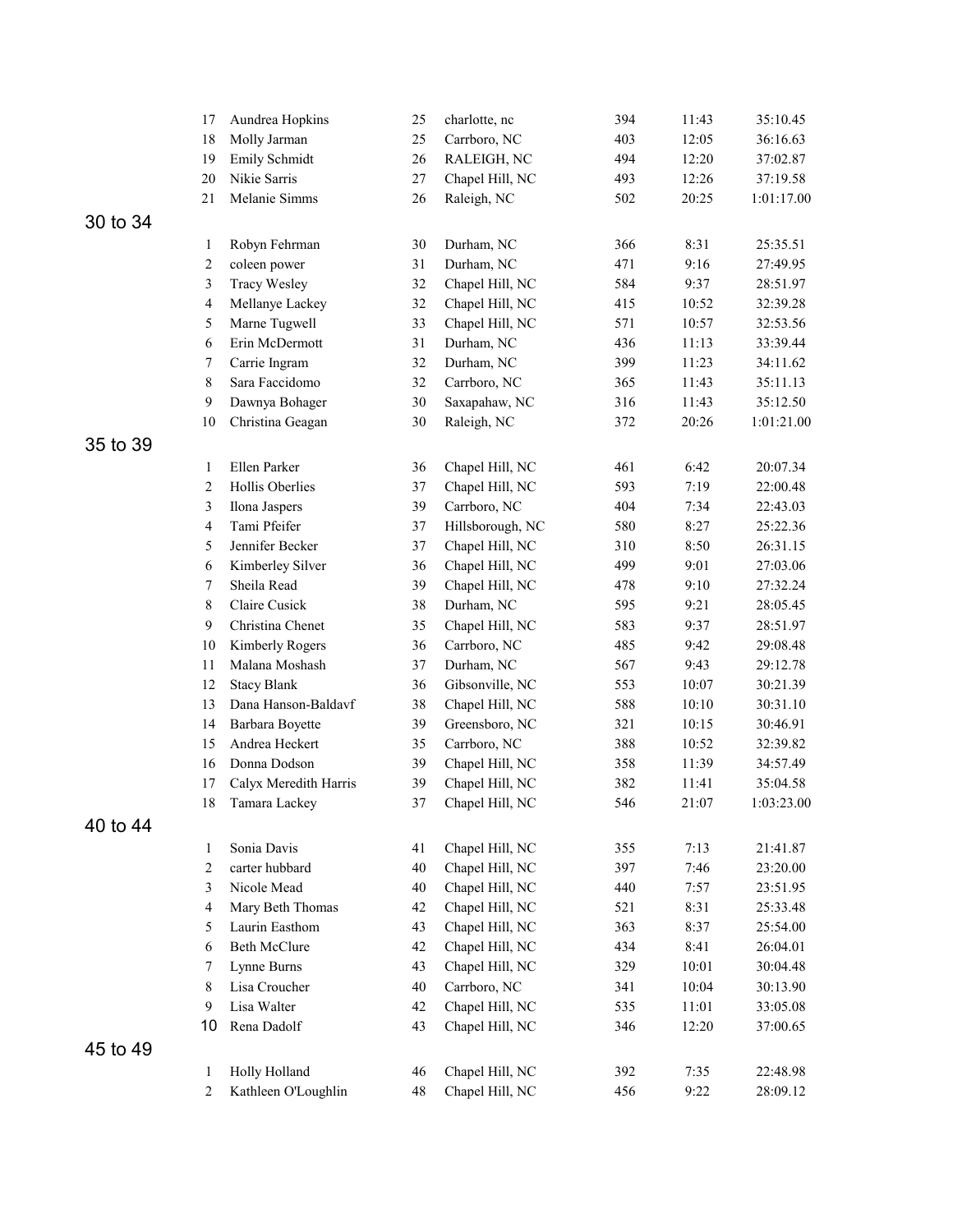| | Place | Name | Age | City | Bib | Pace | Time |
|---|---|---|---|---|---|---|---|
| | 17 | Aundrea Hopkins | 25 | charlotte, nc | 394 | 11:43 | 35:10.45 |
| | 18 | Molly Jarman | 25 | Carrboro, NC | 403 | 12:05 | 36:16.63 |
| | 19 | Emily Schmidt | 26 | RALEIGH, NC | 494 | 12:20 | 37:02.87 |
| | 20 | Nikie Sarris | 27 | Chapel Hill, NC | 493 | 12:26 | 37:19.58 |
| | 21 | Melanie Simms | 26 | Raleigh, NC | 502 | 20:25 | 1:01:17.00 |
| 30 to 34 | | | | | | | |
| | 1 | Robyn Fehrman | 30 | Durham, NC | 366 | 8:31 | 25:35.51 |
| | 2 | coleen power | 31 | Durham, NC | 471 | 9:16 | 27:49.95 |
| | 3 | Tracy Wesley | 32 | Chapel Hill, NC | 584 | 9:37 | 28:51.97 |
| | 4 | Mellanye Lackey | 32 | Chapel Hill, NC | 415 | 10:52 | 32:39.28 |
| | 5 | Marne Tugwell | 33 | Chapel Hill, NC | 571 | 10:57 | 32:53.56 |
| | 6 | Erin McDermott | 31 | Durham, NC | 436 | 11:13 | 33:39.44 |
| | 7 | Carrie Ingram | 32 | Durham, NC | 399 | 11:23 | 34:11.62 |
| | 8 | Sara Faccidomo | 32 | Carrboro, NC | 365 | 11:43 | 35:11.13 |
| | 9 | Dawnya Bohager | 30 | Saxapahaw, NC | 316 | 11:43 | 35:12.50 |
| | 10 | Christina Geagan | 30 | Raleigh, NC | 372 | 20:26 | 1:01:21.00 |
| 35 to 39 | | | | | | | |
| | 1 | Ellen Parker | 36 | Chapel Hill, NC | 461 | 6:42 | 20:07.34 |
| | 2 | Hollis Oberlies | 37 | Chapel Hill, NC | 593 | 7:19 | 22:00.48 |
| | 3 | Ilona Jaspers | 39 | Carrboro, NC | 404 | 7:34 | 22:43.03 |
| | 4 | Tami Pfeifer | 37 | Hillsborough, NC | 580 | 8:27 | 25:22.36 |
| | 5 | Jennifer Becker | 37 | Chapel Hill, NC | 310 | 8:50 | 26:31.15 |
| | 6 | Kimberley Silver | 36 | Chapel Hill, NC | 499 | 9:01 | 27:03.06 |
| | 7 | Sheila Read | 39 | Chapel Hill, NC | 478 | 9:10 | 27:32.24 |
| | 8 | Claire Cusick | 38 | Durham, NC | 595 | 9:21 | 28:05.45 |
| | 9 | Christina Chenet | 35 | Chapel Hill, NC | 583 | 9:37 | 28:51.97 |
| | 10 | Kimberly Rogers | 36 | Carrboro, NC | 485 | 9:42 | 29:08.48 |
| | 11 | Malana Moshash | 37 | Durham, NC | 567 | 9:43 | 29:12.78 |
| | 12 | Stacy Blank | 36 | Gibsonville, NC | 553 | 10:07 | 30:21.39 |
| | 13 | Dana Hanson-Baldavf | 38 | Chapel Hill, NC | 588 | 10:10 | 30:31.10 |
| | 14 | Barbara Boyette | 39 | Greensboro, NC | 321 | 10:15 | 30:46.91 |
| | 15 | Andrea Heckert | 35 | Carrboro, NC | 388 | 10:52 | 32:39.82 |
| | 16 | Donna Dodson | 39 | Chapel Hill, NC | 358 | 11:39 | 34:57.49 |
| | 17 | Calyx Meredith Harris | 39 | Chapel Hill, NC | 382 | 11:41 | 35:04.58 |
| | 18 | Tamara Lackey | 37 | Chapel Hill, NC | 546 | 21:07 | 1:03:23.00 |
| 40 to 44 | | | | | | | |
| | 1 | Sonia Davis | 41 | Chapel Hill, NC | 355 | 7:13 | 21:41.87 |
| | 2 | carter hubbard | 40 | Chapel Hill, NC | 397 | 7:46 | 23:20.00 |
| | 3 | Nicole Mead | 40 | Chapel Hill, NC | 440 | 7:57 | 23:51.95 |
| | 4 | Mary Beth Thomas | 42 | Chapel Hill, NC | 521 | 8:31 | 25:33.48 |
| | 5 | Laurin Easthom | 43 | Chapel Hill, NC | 363 | 8:37 | 25:54.00 |
| | 6 | Beth McClure | 42 | Chapel Hill, NC | 434 | 8:41 | 26:04.01 |
| | 7 | Lynne Burns | 43 | Chapel Hill, NC | 329 | 10:01 | 30:04.48 |
| | 8 | Lisa Croucher | 40 | Carrboro, NC | 341 | 10:04 | 30:13.90 |
| | 9 | Lisa Walter | 42 | Chapel Hill, NC | 535 | 11:01 | 33:05.08 |
| | 10 | Rena Dadolf | 43 | Chapel Hill, NC | 346 | 12:20 | 37:00.65 |
| 45 to 49 | | | | | | | |
| | 1 | Holly Holland | 46 | Chapel Hill, NC | 392 | 7:35 | 22:48.98 |
| | 2 | Kathleen O'Loughlin | 48 | Chapel Hill, NC | 456 | 9:22 | 28:09.12 |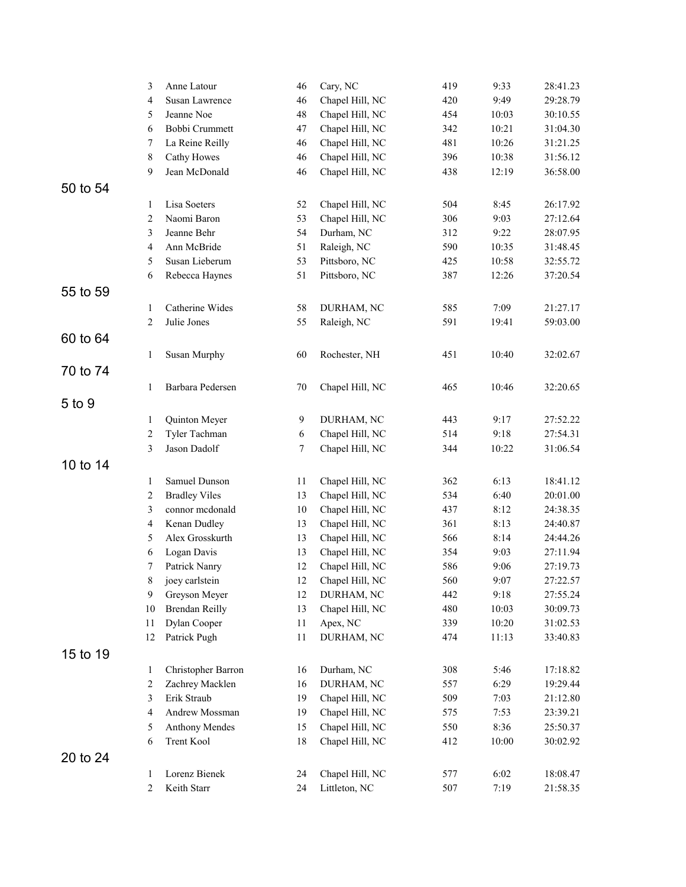| | | | | | |
|---|---|---|---|---|---|
| 3 | Anne Latour | 46 | Cary, NC | 419 | 9:33 | 28:41.23 |
| 4 | Susan Lawrence | 46 | Chapel Hill, NC | 420 | 9:49 | 29:28.79 |
| 5 | Jeanne Noe | 48 | Chapel Hill, NC | 454 | 10:03 | 30:10.55 |
| 6 | Bobbi Crummett | 47 | Chapel Hill, NC | 342 | 10:21 | 31:04.30 |
| 7 | La Reine Reilly | 46 | Chapel Hill, NC | 481 | 10:26 | 31:21.25 |
| 8 | Cathy Howes | 46 | Chapel Hill, NC | 396 | 10:38 | 31:56.12 |
| 9 | Jean McDonald | 46 | Chapel Hill, NC | 438 | 12:19 | 36:58.00 |

## 50 to 54

| | | | | | | |
|---|---|---|---|---|---|---|
| 1 | Lisa Soeters | 52 | Chapel Hill, NC | 504 | 8:45 | 26:17.92 |
| 2 | Naomi Baron | 53 | Chapel Hill, NC | 306 | 9:03 | 27:12.64 |
| 3 | Jeanne Behr | 54 | Durham, NC | 312 | 9:22 | 28:07.95 |
| 4 | Ann McBride | 51 | Raleigh, NC | 590 | 10:35 | 31:48.45 |
| 5 | Susan Lieberum | 53 | Pittsboro, NC | 425 | 10:58 | 32:55.72 |
| 6 | Rebecca Haynes | 51 | Pittsboro, NC | 387 | 12:26 | 37:20.54 |

## 55 to 59

| | | | | | | |
|---|---|---|---|---|---|---|
| 1 | Catherine Wides | 58 | DURHAM, NC | 585 | 7:09 | 21:27.17 |
| 2 | Julie Jones | 55 | Raleigh, NC | 591 | 19:41 | 59:03.00 |

## 60 to 64

| | | | | | | |
|---|---|---|---|---|---|---|
| 1 | Susan Murphy | 60 | Rochester, NH | 451 | 10:40 | 32:02.67 |

## 70 to 74

| | | | | | | |
|---|---|---|---|---|---|---|
| 1 | Barbara Pedersen | 70 | Chapel Hill, NC | 465 | 10:46 | 32:20.65 |

## 5 to 9

| | | | | | | |
|---|---|---|---|---|---|---|
| 1 | Quinton Meyer | 9 | DURHAM, NC | 443 | 9:17 | 27:52.22 |
| 2 | Tyler Tachman | 6 | Chapel Hill, NC | 514 | 9:18 | 27:54.31 |
| 3 | Jason Dadolf | 7 | Chapel Hill, NC | 344 | 10:22 | 31:06.54 |

## 10 to 14

| | | | | | | |
|---|---|---|---|---|---|---|
| 1 | Samuel Dunson | 11 | Chapel Hill, NC | 362 | 6:13 | 18:41.12 |
| 2 | Bradley Viles | 13 | Chapel Hill, NC | 534 | 6:40 | 20:01.00 |
| 3 | connor mcdonald | 10 | Chapel Hill, NC | 437 | 8:12 | 24:38.35 |
| 4 | Kenan Dudley | 13 | Chapel Hill, NC | 361 | 8:13 | 24:40.87 |
| 5 | Alex Grosskurth | 13 | Chapel Hill, NC | 566 | 8:14 | 24:44.26 |
| 6 | Logan Davis | 13 | Chapel Hill, NC | 354 | 9:03 | 27:11.94 |
| 7 | Patrick Nanry | 12 | Chapel Hill, NC | 586 | 9:06 | 27:19.73 |
| 8 | joey carlstein | 12 | Chapel Hill, NC | 560 | 9:07 | 27:22.57 |
| 9 | Greyson Meyer | 12 | DURHAM, NC | 442 | 9:18 | 27:55.24 |
| 10 | Brendan Reilly | 13 | Chapel Hill, NC | 480 | 10:03 | 30:09.73 |
| 11 | Dylan Cooper | 11 | Apex, NC | 339 | 10:20 | 31:02.53 |
| 12 | Patrick Pugh | 11 | DURHAM, NC | 474 | 11:13 | 33:40.83 |

## 15 to 19

| | | | | | | |
|---|---|---|---|---|---|---|
| 1 | Christopher Barron | 16 | Durham, NC | 308 | 5:46 | 17:18.82 |
| 2 | Zachrey Macklen | 16 | DURHAM, NC | 557 | 6:29 | 19:29.44 |
| 3 | Erik Straub | 19 | Chapel Hill, NC | 509 | 7:03 | 21:12.80 |
| 4 | Andrew Mossman | 19 | Chapel Hill, NC | 575 | 7:53 | 23:39.21 |
| 5 | Anthony Mendes | 15 | Chapel Hill, NC | 550 | 8:36 | 25:50.37 |
| 6 | Trent Kool | 18 | Chapel Hill, NC | 412 | 10:00 | 30:02.92 |

## 20 to 24

| | | | | | | |
|---|---|---|---|---|---|---|
| 1 | Lorenz Bienek | 24 | Chapel Hill, NC | 577 | 6:02 | 18:08.47 |
| 2 | Keith Starr | 24 | Littleton, NC | 507 | 7:19 | 21:58.35 |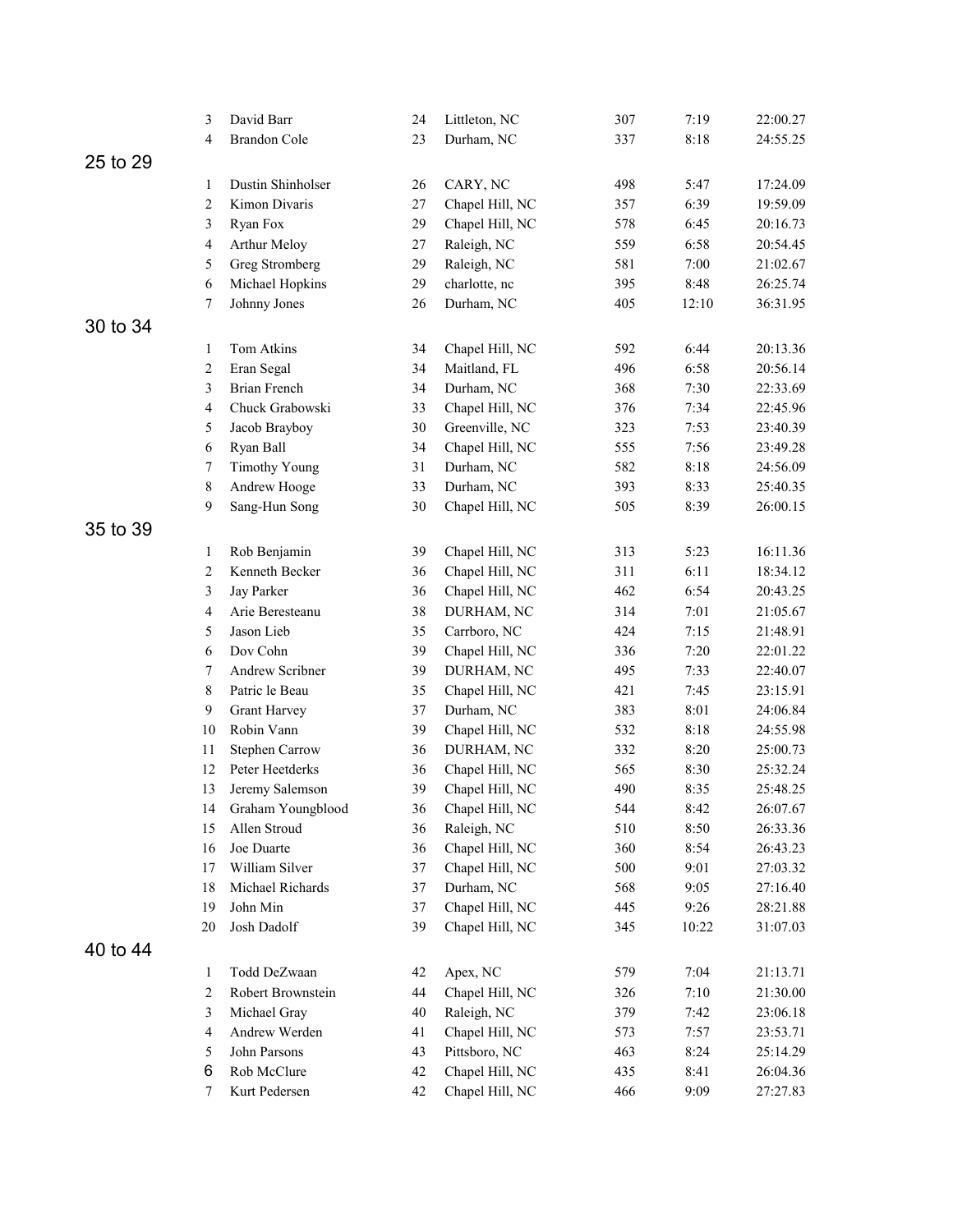| | | | | | | |
|---|---|---|---|---|---|---|
| 3 | David Barr | 24 | Littleton, NC | 307 | 7:19 | 22:00.27 |
| 4 | Brandon Cole | 23 | Durham, NC | 337 | 8:18 | 24:55.25 |

## 25 to 29

| | | | | | | |
|---|---|---|---|---|---|---|
| 1 | Dustin Shinholser | 26 | CARY, NC | 498 | 5:47 | 17:24.09 |
| 2 | Kimon Divaris | 27 | Chapel Hill, NC | 357 | 6:39 | 19:59.09 |
| 3 | Ryan Fox | 29 | Chapel Hill, NC | 578 | 6:45 | 20:16.73 |
| 4 | Arthur Meloy | 27 | Raleigh, NC | 559 | 6:58 | 20:54.45 |
| 5 | Greg Stromberg | 29 | Raleigh, NC | 581 | 7:00 | 21:02.67 |
| 6 | Michael Hopkins | 29 | charlotte, nc | 395 | 8:48 | 26:25.74 |
| 7 | Johnny Jones | 26 | Durham, NC | 405 | 12:10 | 36:31.95 |

## 30 to 34

| | | | | | | |
|---|---|---|---|---|---|---|
| 1 | Tom Atkins | 34 | Chapel Hill, NC | 592 | 6:44 | 20:13.36 |
| 2 | Eran Segal | 34 | Maitland, FL | 496 | 6:58 | 20:56.14 |
| 3 | Brian French | 34 | Durham, NC | 368 | 7:30 | 22:33.69 |
| 4 | Chuck Grabowski | 33 | Chapel Hill, NC | 376 | 7:34 | 22:45.96 |
| 5 | Jacob Brayboy | 30 | Greenville, NC | 323 | 7:53 | 23:40.39 |
| 6 | Ryan Ball | 34 | Chapel Hill, NC | 555 | 7:56 | 23:49.28 |
| 7 | Timothy Young | 31 | Durham, NC | 582 | 8:18 | 24:56.09 |
| 8 | Andrew Hooge | 33 | Durham, NC | 393 | 8:33 | 25:40.35 |
| 9 | Sang-Hun Song | 30 | Chapel Hill, NC | 505 | 8:39 | 26:00.15 |

## 35 to 39

| | | | | | | |
|---|---|---|---|---|---|---|
| 1 | Rob Benjamin | 39 | Chapel Hill, NC | 313 | 5:23 | 16:11.36 |
| 2 | Kenneth Becker | 36 | Chapel Hill, NC | 311 | 6:11 | 18:34.12 |
| 3 | Jay Parker | 36 | Chapel Hill, NC | 462 | 6:54 | 20:43.25 |
| 4 | Arie Beresteanu | 38 | DURHAM, NC | 314 | 7:01 | 21:05.67 |
| 5 | Jason Lieb | 35 | Carrboro, NC | 424 | 7:15 | 21:48.91 |
| 6 | Dov Cohn | 39 | Chapel Hill, NC | 336 | 7:20 | 22:01.22 |
| 7 | Andrew Scribner | 39 | DURHAM, NC | 495 | 7:33 | 22:40.07 |
| 8 | Patric le Beau | 35 | Chapel Hill, NC | 421 | 7:45 | 23:15.91 |
| 9 | Grant Harvey | 37 | Durham, NC | 383 | 8:01 | 24:06.84 |
| 10 | Robin Vann | 39 | Chapel Hill, NC | 532 | 8:18 | 24:55.98 |
| 11 | Stephen Carrow | 36 | DURHAM, NC | 332 | 8:20 | 25:00.73 |
| 12 | Peter Heetderks | 36 | Chapel Hill, NC | 565 | 8:30 | 25:32.24 |
| 13 | Jeremy Salemson | 39 | Chapel Hill, NC | 490 | 8:35 | 25:48.25 |
| 14 | Graham Youngblood | 36 | Chapel Hill, NC | 544 | 8:42 | 26:07.67 |
| 15 | Allen Stroud | 36 | Raleigh, NC | 510 | 8:50 | 26:33.36 |
| 16 | Joe Duarte | 36 | Chapel Hill, NC | 360 | 8:54 | 26:43.23 |
| 17 | William Silver | 37 | Chapel Hill, NC | 500 | 9:01 | 27:03.32 |
| 18 | Michael Richards | 37 | Durham, NC | 568 | 9:05 | 27:16.40 |
| 19 | John Min | 37 | Chapel Hill, NC | 445 | 9:26 | 28:21.88 |
| 20 | Josh Dadolf | 39 | Chapel Hill, NC | 345 | 10:22 | 31:07.03 |

## 40 to 44

| | | | | | | |
|---|---|---|---|---|---|---|
| 1 | Todd DeZwaan | 42 | Apex, NC | 579 | 7:04 | 21:13.71 |
| 2 | Robert Brownstein | 44 | Chapel Hill, NC | 326 | 7:10 | 21:30.00 |
| 3 | Michael Gray | 40 | Raleigh, NC | 379 | 7:42 | 23:06.18 |
| 4 | Andrew Werden | 41 | Chapel Hill, NC | 573 | 7:57 | 23:53.71 |
| 5 | John Parsons | 43 | Pittsboro, NC | 463 | 8:24 | 25:14.29 |
| 6 | Rob McClure | 42 | Chapel Hill, NC | 435 | 8:41 | 26:04.36 |
| 7 | Kurt Pedersen | 42 | Chapel Hill, NC | 466 | 9:09 | 27:27.83 |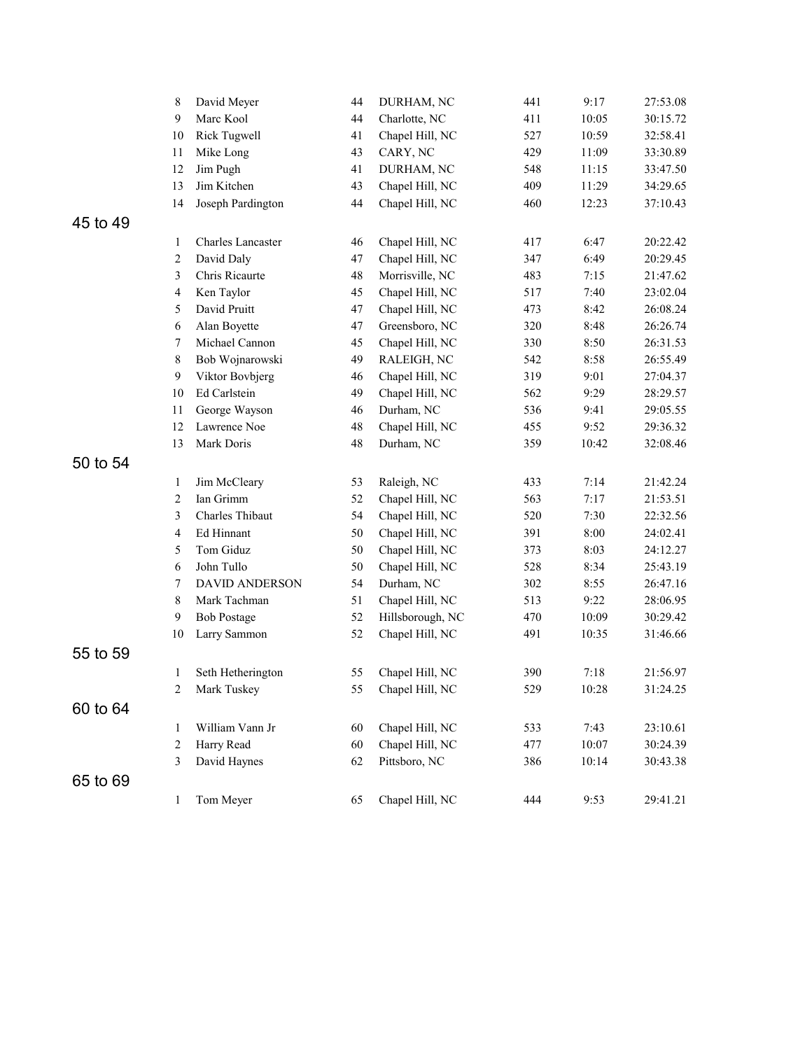| | | | | | | |
|---|---|---|---|---|---|---|
| 8 | David Meyer | 44 | DURHAM, NC | 441 | 9:17 | 27:53.08 |
| 9 | Marc Kool | 44 | Charlotte, NC | 411 | 10:05 | 30:15.72 |
| 10 | Rick Tugwell | 41 | Chapel Hill, NC | 527 | 10:59 | 32:58.41 |
| 11 | Mike Long | 43 | CARY, NC | 429 | 11:09 | 33:30.89 |
| 12 | Jim Pugh | 41 | DURHAM, NC | 548 | 11:15 | 33:47.50 |
| 13 | Jim Kitchen | 43 | Chapel Hill, NC | 409 | 11:29 | 34:29.65 |
| 14 | Joseph Pardington | 44 | Chapel Hill, NC | 460 | 12:23 | 37:10.43 |

## 45 to 49

| | | | | | | |
|---|---|---|---|---|---|---|
| 1 | Charles Lancaster | 46 | Chapel Hill, NC | 417 | 6:47 | 20:22.42 |
| 2 | David Daly | 47 | Chapel Hill, NC | 347 | 6:49 | 20:29.45 |
| 3 | Chris Ricaurte | 48 | Morrisville, NC | 483 | 7:15 | 21:47.62 |
| 4 | Ken Taylor | 45 | Chapel Hill, NC | 517 | 7:40 | 23:02.04 |
| 5 | David Pruitt | 47 | Chapel Hill, NC | 473 | 8:42 | 26:08.24 |
| 6 | Alan Boyette | 47 | Greensboro, NC | 320 | 8:48 | 26:26.74 |
| 7 | Michael Cannon | 45 | Chapel Hill, NC | 330 | 8:50 | 26:31.53 |
| 8 | Bob Wojnarowski | 49 | RALEIGH, NC | 542 | 8:58 | 26:55.49 |
| 9 | Viktor Bovbjerg | 46 | Chapel Hill, NC | 319 | 9:01 | 27:04.37 |
| 10 | Ed Carlstein | 49 | Chapel Hill, NC | 562 | 9:29 | 28:29.57 |
| 11 | George Wayson | 46 | Durham, NC | 536 | 9:41 | 29:05.55 |
| 12 | Lawrence Noe | 48 | Chapel Hill, NC | 455 | 9:52 | 29:36.32 |
| 13 | Mark Doris | 48 | Durham, NC | 359 | 10:42 | 32:08.46 |

## 50 to 54

| | | | | | | |
|---|---|---|---|---|---|---|
| 1 | Jim McCleary | 53 | Raleigh, NC | 433 | 7:14 | 21:42.24 |
| 2 | Ian Grimm | 52 | Chapel Hill, NC | 563 | 7:17 | 21:53.51 |
| 3 | Charles Thibaut | 54 | Chapel Hill, NC | 520 | 7:30 | 22:32.56 |
| 4 | Ed Hinnant | 50 | Chapel Hill, NC | 391 | 8:00 | 24:02.41 |
| 5 | Tom Giduz | 50 | Chapel Hill, NC | 373 | 8:03 | 24:12.27 |
| 6 | John Tullo | 50 | Chapel Hill, NC | 528 | 8:34 | 25:43.19 |
| 7 | DAVID ANDERSON | 54 | Durham, NC | 302 | 8:55 | 26:47.16 |
| 8 | Mark Tachman | 51 | Chapel Hill, NC | 513 | 9:22 | 28:06.95 |
| 9 | Bob Postage | 52 | Hillsborough, NC | 470 | 10:09 | 30:29.42 |
| 10 | Larry Sammon | 52 | Chapel Hill, NC | 491 | 10:35 | 31:46.66 |

## 55 to 59

| | | | | | | |
|---|---|---|---|---|---|---|
| 1 | Seth Hetherington | 55 | Chapel Hill, NC | 390 | 7:18 | 21:56.97 |
| 2 | Mark Tuskey | 55 | Chapel Hill, NC | 529 | 10:28 | 31:24.25 |

## 60 to 64

| | | | | | | |
|---|---|---|---|---|---|---|
| 1 | William Vann Jr | 60 | Chapel Hill, NC | 533 | 7:43 | 23:10.61 |
| 2 | Harry Read | 60 | Chapel Hill, NC | 477 | 10:07 | 30:24.39 |
| 3 | David Haynes | 62 | Pittsboro, NC | 386 | 10:14 | 30:43.38 |

## 65 to 69

| | | | | | | |
|---|---|---|---|---|---|---|
| 1 | Tom Meyer | 65 | Chapel Hill, NC | 444 | 9:53 | 29:41.21 |